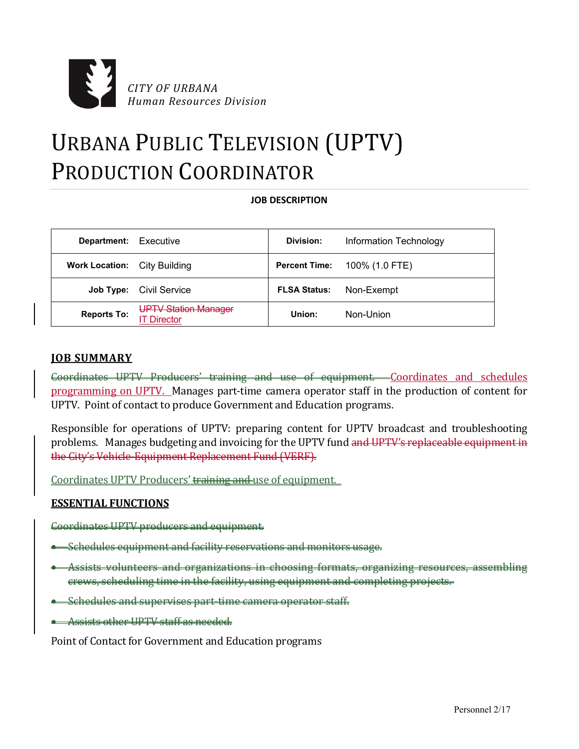*CITY OF URBANA*
*Human Resources Division*

# URBANA PUBLIC TELEVISION (UPTV) PRODUCTION COORDINATOR

**JOB DESCRIPTION**

| **Department:** | Executive | **Division:** | Information Technology |
|---|---|---|---|
| **Work Location:** | City Building | **Percent Time:** | 100% (1.0 FTE) |
| **Job Type:** | Civil Service | **FLSA Status:** | Non-Exempt |
| **Reports To:** | ~~UPTV Station Manager~~ IT Director | **Union:** | Non-Union |

## JOB SUMMARY

~~Coordinates UPTV Producers' training and use of equipment.~~ Coordinates and schedules programming on UPTV. Manages part-time camera operator staff in the production of content for UPTV. Point of contact to produce Government and Education programs.

Responsible for operations of UPTV: preparing content for UPTV broadcast and troubleshooting problems. Manages budgeting and invoicing for the UPTV fund ~~and UPTV's replaceable equipment in the City's Vehicle-Equipment Replacement Fund (VERF).~~

Coordinates UPTV Producers' ~~training and~~ use of equipment.

## ESSENTIAL FUNCTIONS

~~Coordinates UPTV producers and equipment.~~

- ~~Schedules equipment and facility reservations and monitors usage.~~
- ~~Assists volunteers and organizations in choosing formats, organizing resources, assembling crews, scheduling time in the facility, using equipment and completing projects.~~
- ~~Schedules and supervises part-time camera operator staff.~~
- ~~Assists other UPTV staff as needed.~~

Point of Contact for Government and Education programs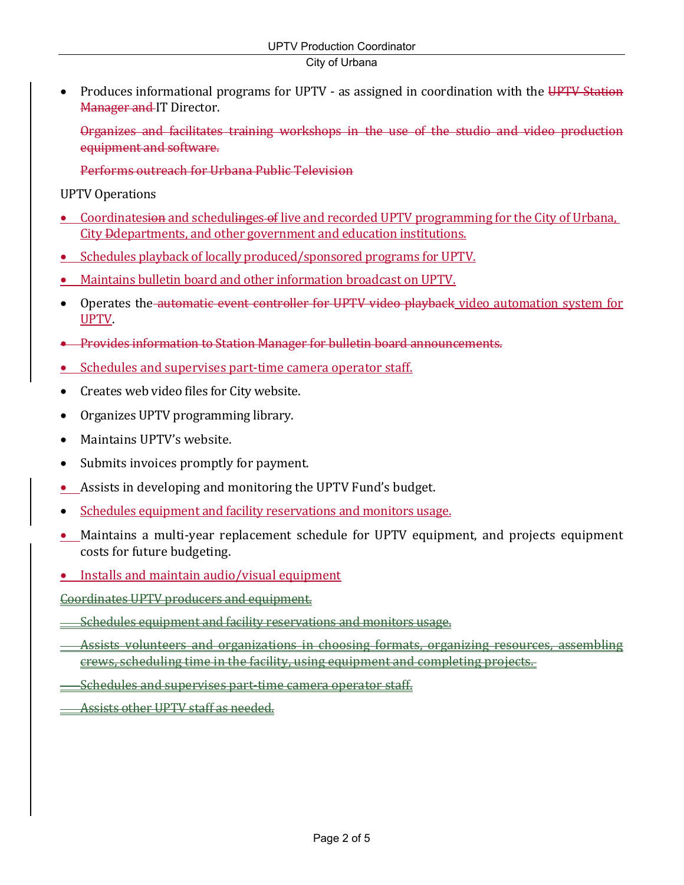- Produces informational programs for UPTV - as assigned in coordination with the ~~UPTV Station Manager and~~ IT Director.

  ~~Organizes and facilitates training workshops in the use of the studio and video production equipment and software.~~

  ~~Performs outreach for Urbana Public Television~~

UPTV Operations

- Coordinates~~ion~~ and scheduling~~es of~~ live and recorded UPTV programming for the City of Urbana, City ~~D~~departments, and other government and education institutions.
- Schedules playback of locally produced/sponsored programs for UPTV.
- Maintains bulletin board and other information broadcast on UPTV.
- Operates the ~~automatic event controller for UPTV video playback~~ video automation system for UPTV.
- ~~Provides information to Station Manager for bulletin board announcements.~~
- Schedules and supervises part-time camera operator staff.
- Creates web video files for City website.
- Organizes UPTV programming library.
- Maintains UPTV's website.
- Submits invoices promptly for payment.
- Assists in developing and monitoring the UPTV Fund's budget.
- Schedules equipment and facility reservations and monitors usage.
- Maintains a multi-year replacement schedule for UPTV equipment, and projects equipment costs for future budgeting.
- Installs and maintain audio/visual equipment

~~Coordinates UPTV producers and equipment.~~

~~Schedules equipment and facility reservations and monitors usage.~~

~~Assists volunteers and organizations in choosing formats, organizing resources, assembling crews, scheduling time in the facility, using equipment and completing projects.~~

~~Schedules and supervises part-time camera operator staff.~~

~~Assists other UPTV staff as needed.~~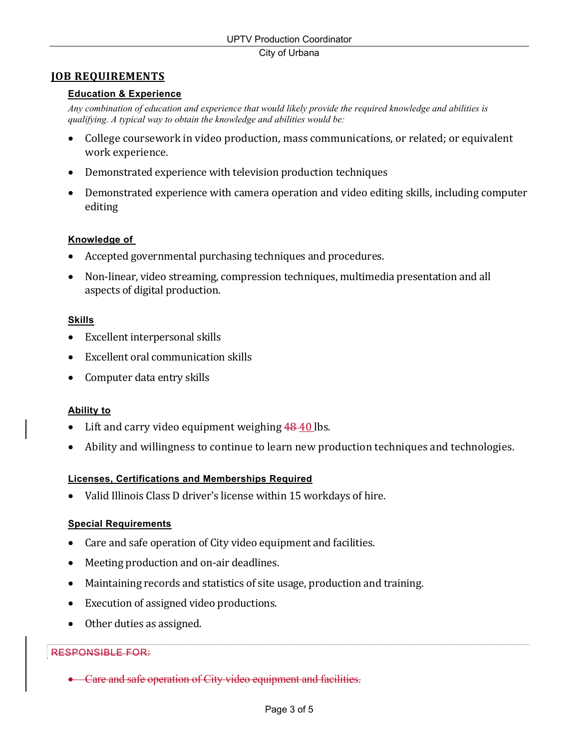## JOB REQUIREMENTS

### Education & Experience

*Any combination of education and experience that would likely provide the required knowledge and abilities is qualifying. A typical way to obtain the knowledge and abilities would be:*

- College coursework in video production, mass communications, or related; or equivalent work experience.
- Demonstrated experience with television production techniques
- Demonstrated experience with camera operation and video editing skills, including computer editing

### Knowledge of

- Accepted governmental purchasing techniques and procedures.
- Non-linear, video streaming, compression techniques, multimedia presentation and all aspects of digital production.

### Skills

- Excellent interpersonal skills
- Excellent oral communication skills
- Computer data entry skills

### Ability to

- Lift and carry video equipment weighing ~~48~~ 40 lbs.
- Ability and willingness to continue to learn new production techniques and technologies.

### Licenses, Certifications and Memberships Required

- Valid Illinois Class D driver's license within 15 workdays of hire.

### Special Requirements

- Care and safe operation of City video equipment and facilities.
- Meeting production and on-air deadlines.
- Maintaining records and statistics of site usage, production and training.
- Execution of assigned video productions.
- Other duties as assigned.

~~RESPONSIBLE FOR:~~

- ~~Care and safe operation of City video equipment and facilities.~~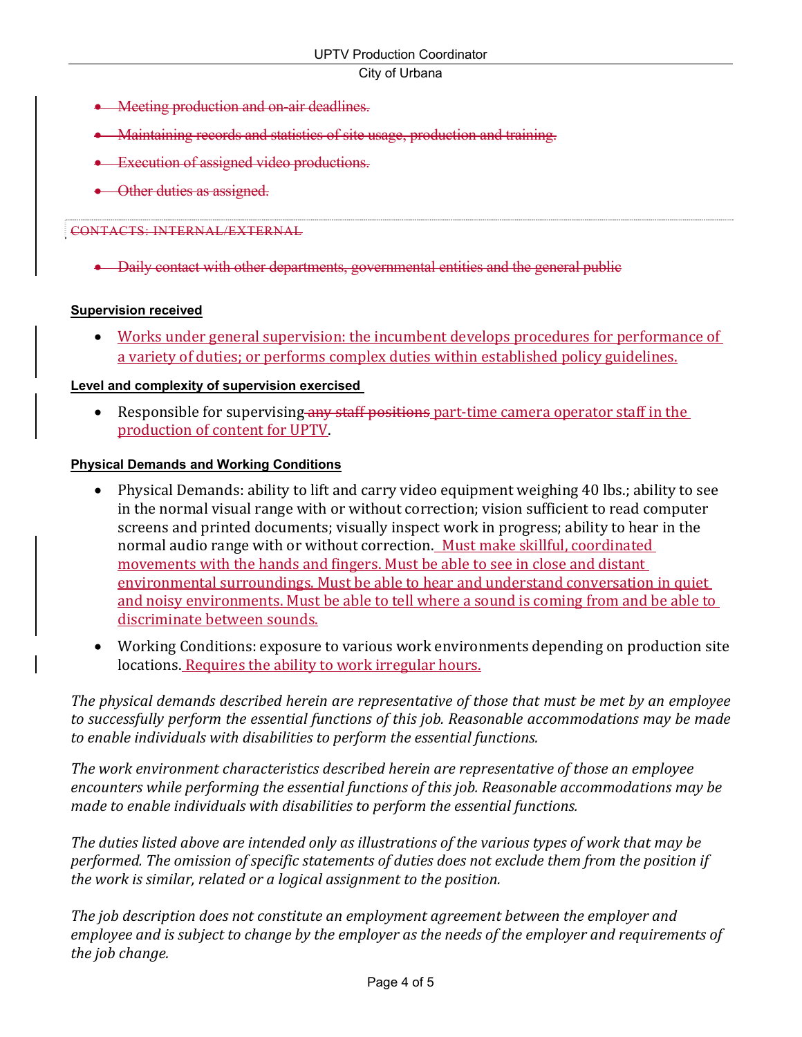- ~~Meeting production and on-air deadlines.~~
- ~~Maintaining records and statistics of site usage, production and training.~~
- ~~Execution of assigned video productions.~~
- ~~Other duties as assigned.~~

~~CONTACTS: INTERNAL/EXTERNAL~~

- ~~Daily contact with other departments, governmental entities and the general public~~

**Supervision received**

- Works under general supervision: the incumbent develops procedures for performance of a variety of duties; or performs complex duties within established policy guidelines.

**Level and complexity of supervision exercised**

- Responsible for supervising ~~any staff positions~~ part-time camera operator staff in the production of content for UPTV.

**Physical Demands and Working Conditions**

- Physical Demands: ability to lift and carry video equipment weighing 40 lbs.; ability to see in the normal visual range with or without correction; vision sufficient to read computer screens and printed documents; visually inspect work in progress; ability to hear in the normal audio range with or without correction. Must make skillful, coordinated movements with the hands and fingers. Must be able to see in close and distant environmental surroundings. Must be able to hear and understand conversation in quiet and noisy environments. Must be able to tell where a sound is coming from and be able to discriminate between sounds.
- Working Conditions: exposure to various work environments depending on production site locations. Requires the ability to work irregular hours.

*The physical demands described herein are representative of those that must be met by an employee to successfully perform the essential functions of this job. Reasonable accommodations may be made to enable individuals with disabilities to perform the essential functions.*

*The work environment characteristics described herein are representative of those an employee encounters while performing the essential functions of this job. Reasonable accommodations may be made to enable individuals with disabilities to perform the essential functions.*

*The duties listed above are intended only as illustrations of the various types of work that may be performed. The omission of specific statements of duties does not exclude them from the position if the work is similar, related or a logical assignment to the position.*

*The job description does not constitute an employment agreement between the employer and employee and is subject to change by the employer as the needs of the employer and requirements of the job change.*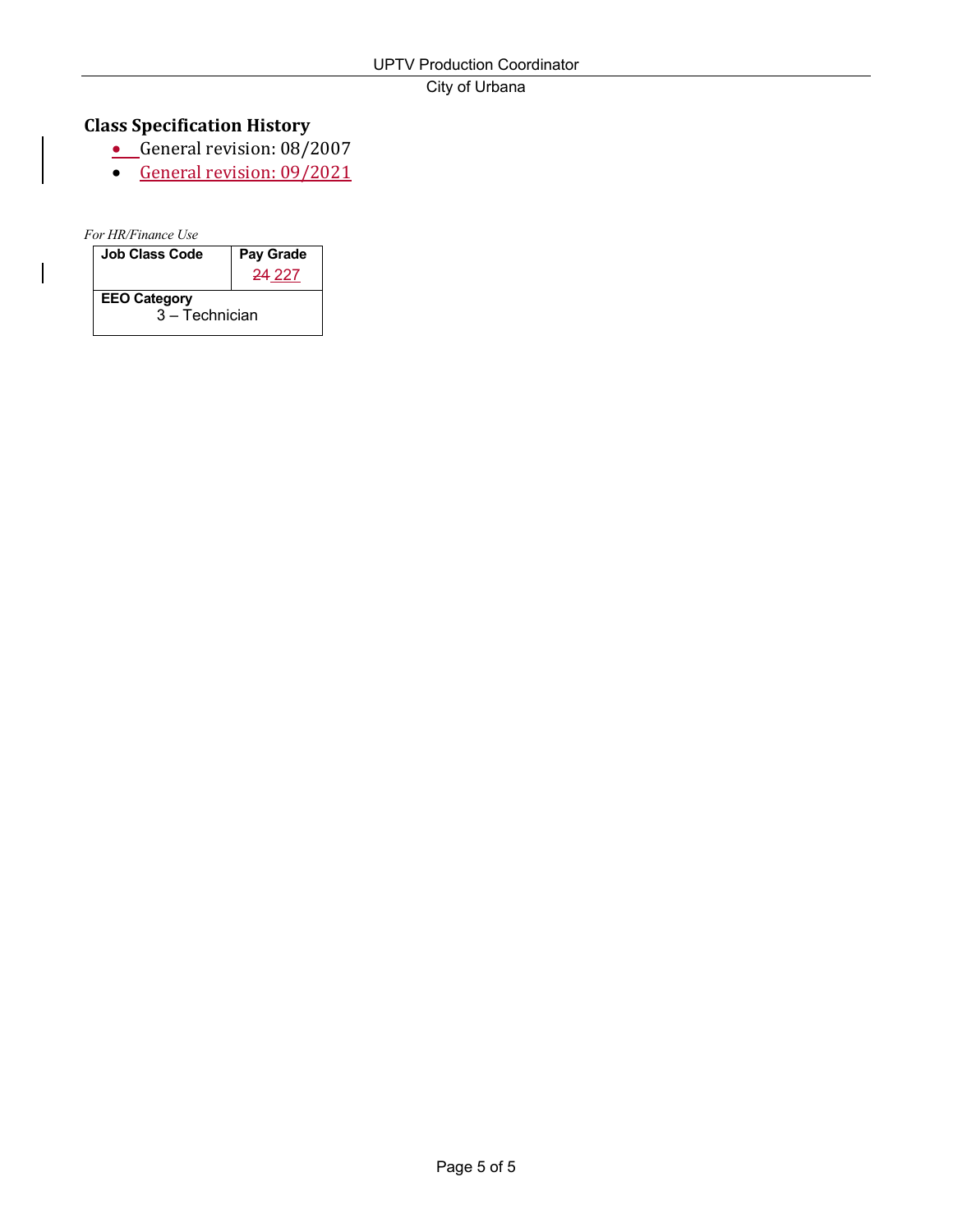## Class Specification History

- General revision: 08/2007
- General revision: 09/2021

*For HR/Finance Use*

| Job Class Code | Pay Grade |
|---|---|
| | ~~24~~ 227 |
| **EEO Category** 3 – Technician | |